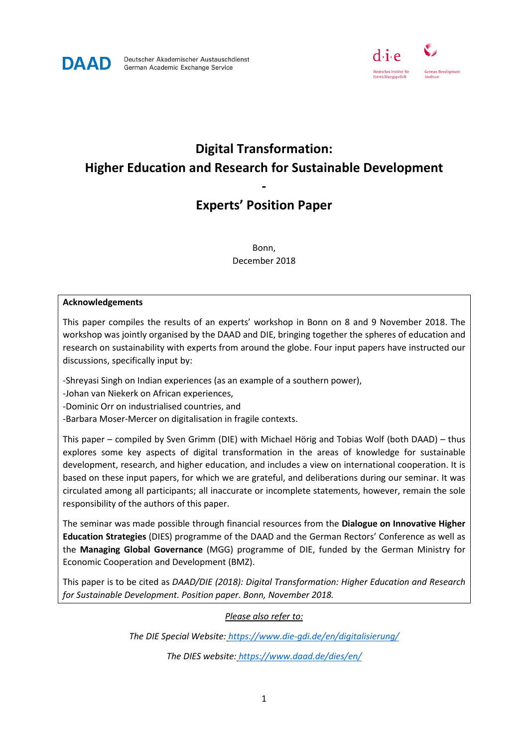DAAD Deutscher Akademischer Austauschdienst
German Academic Exchange Service

d·i·e Deutsches Institut für Entwicklungspolitik — German Development Institute

# Digital Transformation: Higher Education and Research for Sustainable Development - Experts' Position Paper

Bonn,
December 2018

**Acknowledgements**

This paper compiles the results of an experts' workshop in Bonn on 8 and 9 November 2018. The workshop was jointly organised by the DAAD and DIE, bringing together the spheres of education and research on sustainability with experts from around the globe. Four input papers have instructed our discussions, specifically input by:

-Shreyasi Singh on Indian experiences (as an example of a southern power),
-Johan van Niekerk on African experiences,
-Dominic Orr on industrialised countries, and
-Barbara Moser-Mercer on digitalisation in fragile contexts.

This paper – compiled by Sven Grimm (DIE) with Michael Hörig and Tobias Wolf (both DAAD) – thus explores some key aspects of digital transformation in the areas of knowledge for sustainable development, research, and higher education, and includes a view on international cooperation. It is based on these input papers, for which we are grateful, and deliberations during our seminar. It was circulated among all participants; all inaccurate or incomplete statements, however, remain the sole responsibility of the authors of this paper.

The seminar was made possible through financial resources from the **Dialogue on Innovative Higher Education Strategies** (DIES) programme of the DAAD and the German Rectors' Conference as well as the **Managing Global Governance** (MGG) programme of DIE, funded by the German Ministry for Economic Cooperation and Development (BMZ).

This paper is to be cited as *DAAD/DIE (2018): Digital Transformation: Higher Education and Research for Sustainable Development. Position paper. Bonn, November 2018.*

*Please also refer to:*

*The DIE Special Website:* https://www.die-gdi.de/en/digitalisierung/

*The DIES website:* https://www.daad.de/dies/en/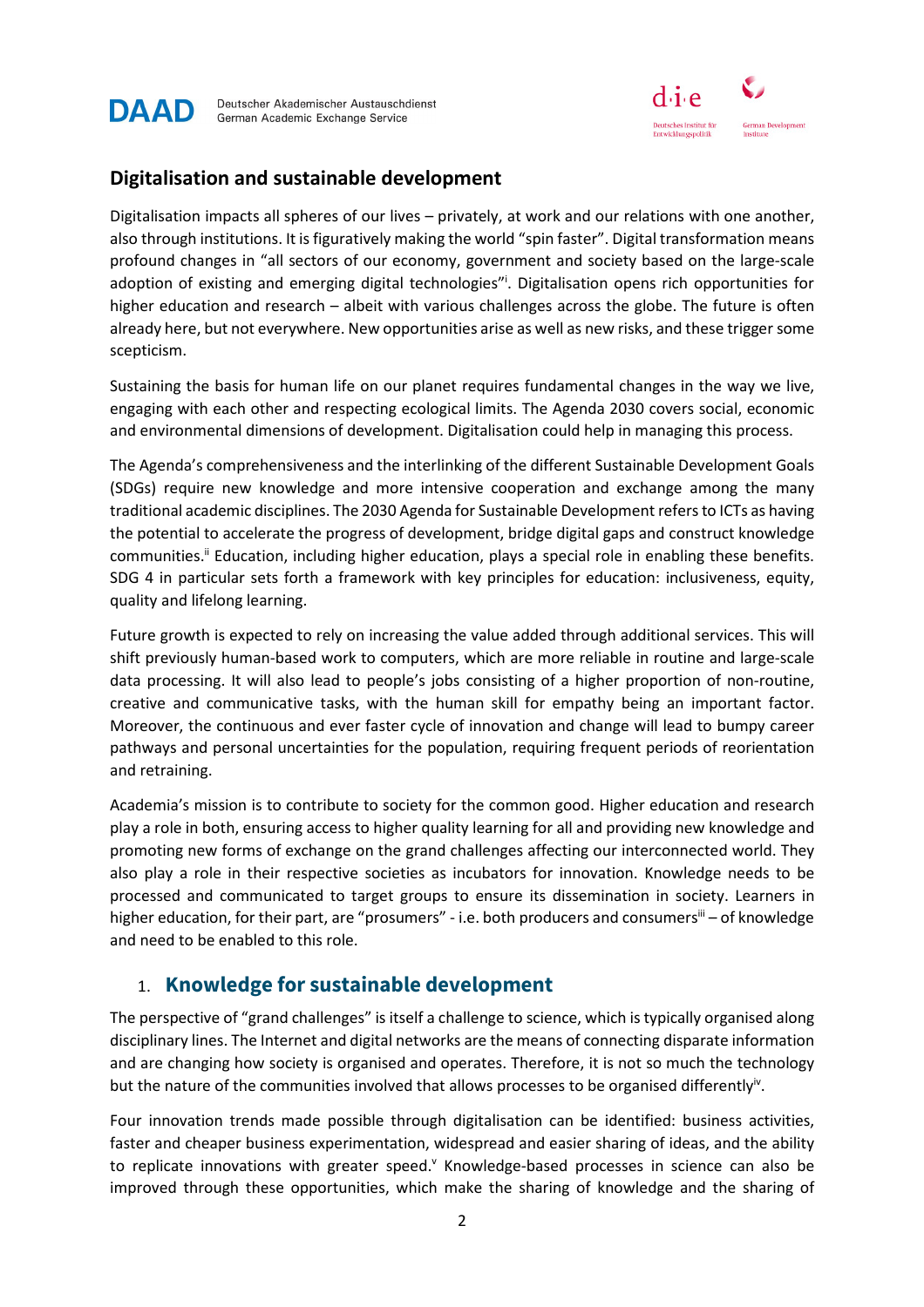## Digitalisation and sustainable development

Digitalisation impacts all spheres of our lives – privately, at work and our relations with one another, also through institutions. It is figuratively making the world "spin faster". Digital transformation means profound changes in "all sectors of our economy, government and society based on the large-scale adoption of existing and emerging digital technologies"[i]. Digitalisation opens rich opportunities for higher education and research – albeit with various challenges across the globe. The future is often already here, but not everywhere. New opportunities arise as well as new risks, and these trigger some scepticism.

Sustaining the basis for human life on our planet requires fundamental changes in the way we live, engaging with each other and respecting ecological limits. The Agenda 2030 covers social, economic and environmental dimensions of development. Digitalisation could help in managing this process.

The Agenda's comprehensiveness and the interlinking of the different Sustainable Development Goals (SDGs) require new knowledge and more intensive cooperation and exchange among the many traditional academic disciplines. The 2030 Agenda for Sustainable Development refers to ICTs as having the potential to accelerate the progress of development, bridge digital gaps and construct knowledge communities.[ii] Education, including higher education, plays a special role in enabling these benefits. SDG 4 in particular sets forth a framework with key principles for education: inclusiveness, equity, quality and lifelong learning.

Future growth is expected to rely on increasing the value added through additional services. This will shift previously human-based work to computers, which are more reliable in routine and large-scale data processing. It will also lead to people's jobs consisting of a higher proportion of non-routine, creative and communicative tasks, with the human skill for empathy being an important factor. Moreover, the continuous and ever faster cycle of innovation and change will lead to bumpy career pathways and personal uncertainties for the population, requiring frequent periods of reorientation and retraining.

Academia's mission is to contribute to society for the common good. Higher education and research play a role in both, ensuring access to higher quality learning for all and providing new knowledge and promoting new forms of exchange on the grand challenges affecting our interconnected world. They also play a role in their respective societies as incubators for innovation. Knowledge needs to be processed and communicated to target groups to ensure its dissemination in society. Learners in higher education, for their part, are "prosumers" - i.e. both producers and consumers[iii] – of knowledge and need to be enabled to this role.

### 1. Knowledge for sustainable development

The perspective of "grand challenges" is itself a challenge to science, which is typically organised along disciplinary lines. The Internet and digital networks are the means of connecting disparate information and are changing how society is organised and operates. Therefore, it is not so much the technology but the nature of the communities involved that allows processes to be organised differently[iv].

Four innovation trends made possible through digitalisation can be identified: business activities, faster and cheaper business experimentation, widespread and easier sharing of ideas, and the ability to replicate innovations with greater speed.[v] Knowledge-based processes in science can also be improved through these opportunities, which make the sharing of knowledge and the sharing of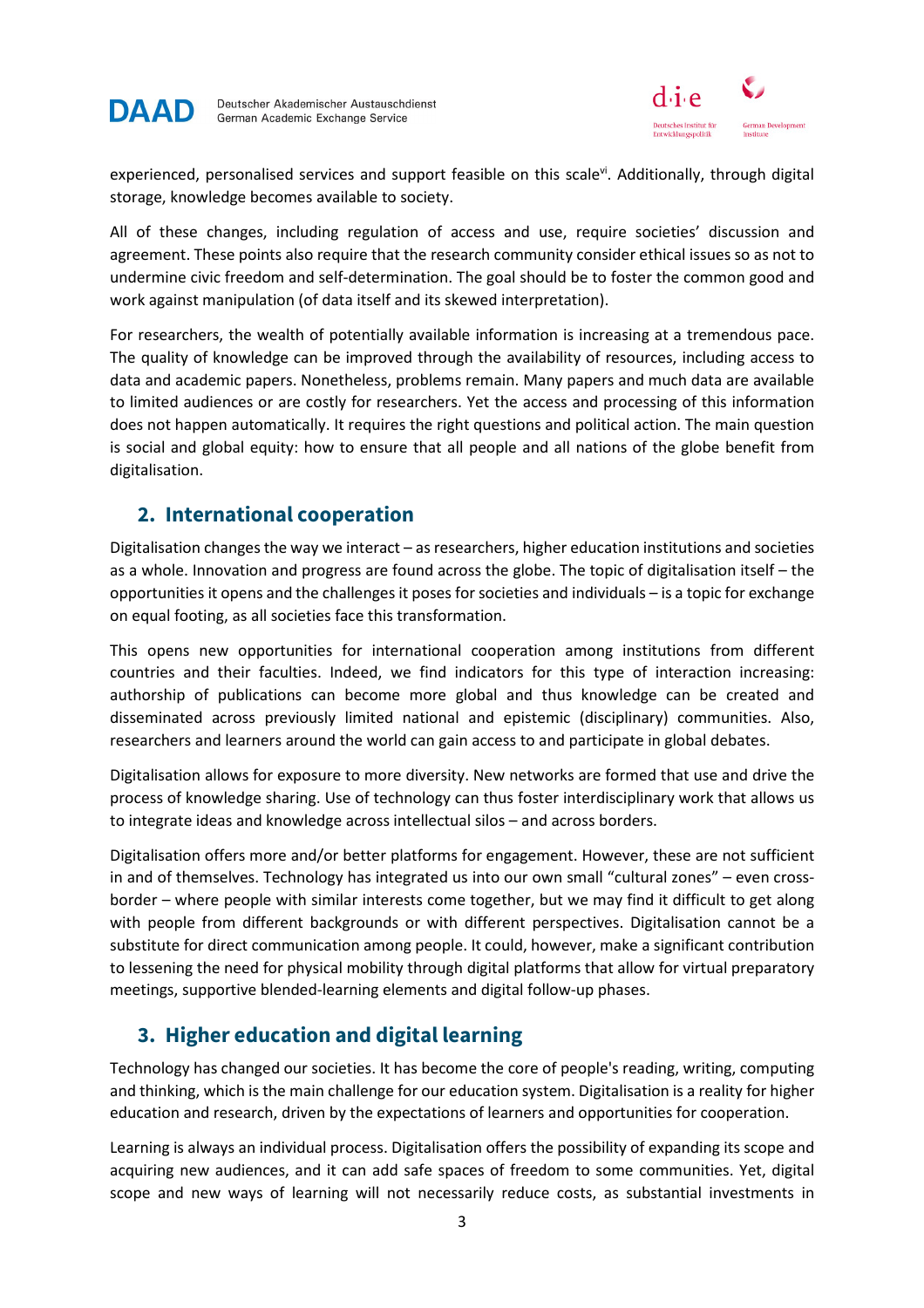experienced, personalised services and support feasible on this scale[vi]. Additionally, through digital storage, knowledge becomes available to society.

All of these changes, including regulation of access and use, require societies' discussion and agreement. These points also require that the research community consider ethical issues so as not to undermine civic freedom and self-determination. The goal should be to foster the common good and work against manipulation (of data itself and its skewed interpretation).

For researchers, the wealth of potentially available information is increasing at a tremendous pace. The quality of knowledge can be improved through the availability of resources, including access to data and academic papers. Nonetheless, problems remain. Many papers and much data are available to limited audiences or are costly for researchers. Yet the access and processing of this information does not happen automatically. It requires the right questions and political action. The main question is social and global equity: how to ensure that all people and all nations of the globe benefit from digitalisation.

## 2. International cooperation

Digitalisation changes the way we interact – as researchers, higher education institutions and societies as a whole. Innovation and progress are found across the globe. The topic of digitalisation itself – the opportunities it opens and the challenges it poses for societies and individuals – is a topic for exchange on equal footing, as all societies face this transformation.

This opens new opportunities for international cooperation among institutions from different countries and their faculties. Indeed, we find indicators for this type of interaction increasing: authorship of publications can become more global and thus knowledge can be created and disseminated across previously limited national and epistemic (disciplinary) communities. Also, researchers and learners around the world can gain access to and participate in global debates.

Digitalisation allows for exposure to more diversity. New networks are formed that use and drive the process of knowledge sharing. Use of technology can thus foster interdisciplinary work that allows us to integrate ideas and knowledge across intellectual silos – and across borders.

Digitalisation offers more and/or better platforms for engagement. However, these are not sufficient in and of themselves. Technology has integrated us into our own small "cultural zones" – even cross-border – where people with similar interests come together, but we may find it difficult to get along with people from different backgrounds or with different perspectives. Digitalisation cannot be a substitute for direct communication among people. It could, however, make a significant contribution to lessening the need for physical mobility through digital platforms that allow for virtual preparatory meetings, supportive blended-learning elements and digital follow-up phases.

## 3. Higher education and digital learning

Technology has changed our societies. It has become the core of people's reading, writing, computing and thinking, which is the main challenge for our education system. Digitalisation is a reality for higher education and research, driven by the expectations of learners and opportunities for cooperation.

Learning is always an individual process. Digitalisation offers the possibility of expanding its scope and acquiring new audiences, and it can add safe spaces of freedom to some communities. Yet, digital scope and new ways of learning will not necessarily reduce costs, as substantial investments in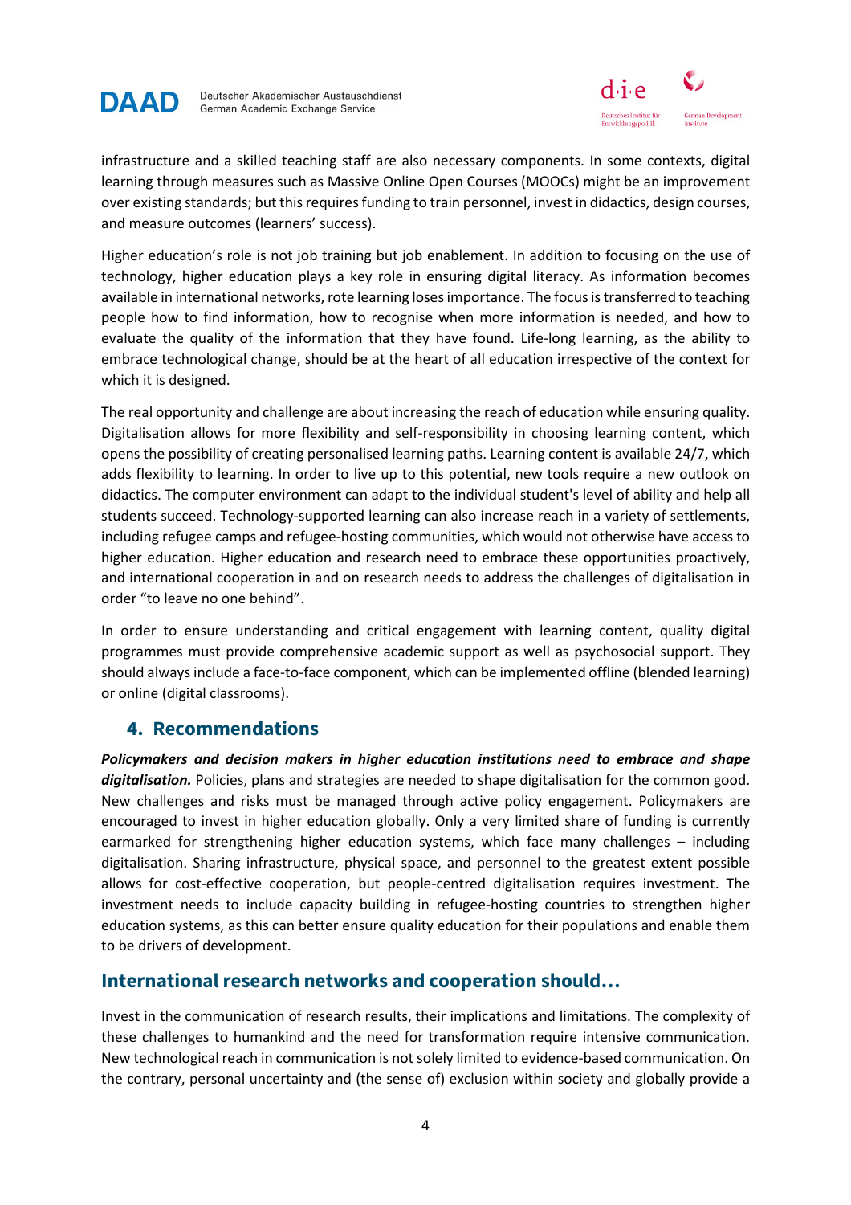infrastructure and a skilled teaching staff are also necessary components. In some contexts, digital learning through measures such as Massive Online Open Courses (MOOCs) might be an improvement over existing standards; but this requires funding to train personnel, invest in didactics, design courses, and measure outcomes (learners' success).

Higher education's role is not job training but job enablement. In addition to focusing on the use of technology, higher education plays a key role in ensuring digital literacy. As information becomes available in international networks, rote learning loses importance. The focus is transferred to teaching people how to find information, how to recognise when more information is needed, and how to evaluate the quality of the information that they have found. Life-long learning, as the ability to embrace technological change, should be at the heart of all education irrespective of the context for which it is designed.

The real opportunity and challenge are about increasing the reach of education while ensuring quality. Digitalisation allows for more flexibility and self-responsibility in choosing learning content, which opens the possibility of creating personalised learning paths. Learning content is available 24/7, which adds flexibility to learning. In order to live up to this potential, new tools require a new outlook on didactics. The computer environment can adapt to the individual student's level of ability and help all students succeed. Technology-supported learning can also increase reach in a variety of settlements, including refugee camps and refugee-hosting communities, which would not otherwise have access to higher education. Higher education and research need to embrace these opportunities proactively, and international cooperation in and on research needs to address the challenges of digitalisation in order "to leave no one behind".

In order to ensure understanding and critical engagement with learning content, quality digital programmes must provide comprehensive academic support as well as psychosocial support. They should always include a face-to-face component, which can be implemented offline (blended learning) or online (digital classrooms).

## 4. Recommendations

***Policymakers and decision makers in higher education institutions need to embrace and shape digitalisation.*** Policies, plans and strategies are needed to shape digitalisation for the common good. New challenges and risks must be managed through active policy engagement. Policymakers are encouraged to invest in higher education globally. Only a very limited share of funding is currently earmarked for strengthening higher education systems, which face many challenges – including digitalisation. Sharing infrastructure, physical space, and personnel to the greatest extent possible allows for cost-effective cooperation, but people-centred digitalisation requires investment. The investment needs to include capacity building in refugee-hosting countries to strengthen higher education systems, as this can better ensure quality education for their populations and enable them to be drivers of development.

## International research networks and cooperation should…

Invest in the communication of research results, their implications and limitations. The complexity of these challenges to humankind and the need for transformation require intensive communication. New technological reach in communication is not solely limited to evidence-based communication. On the contrary, personal uncertainty and (the sense of) exclusion within society and globally provide a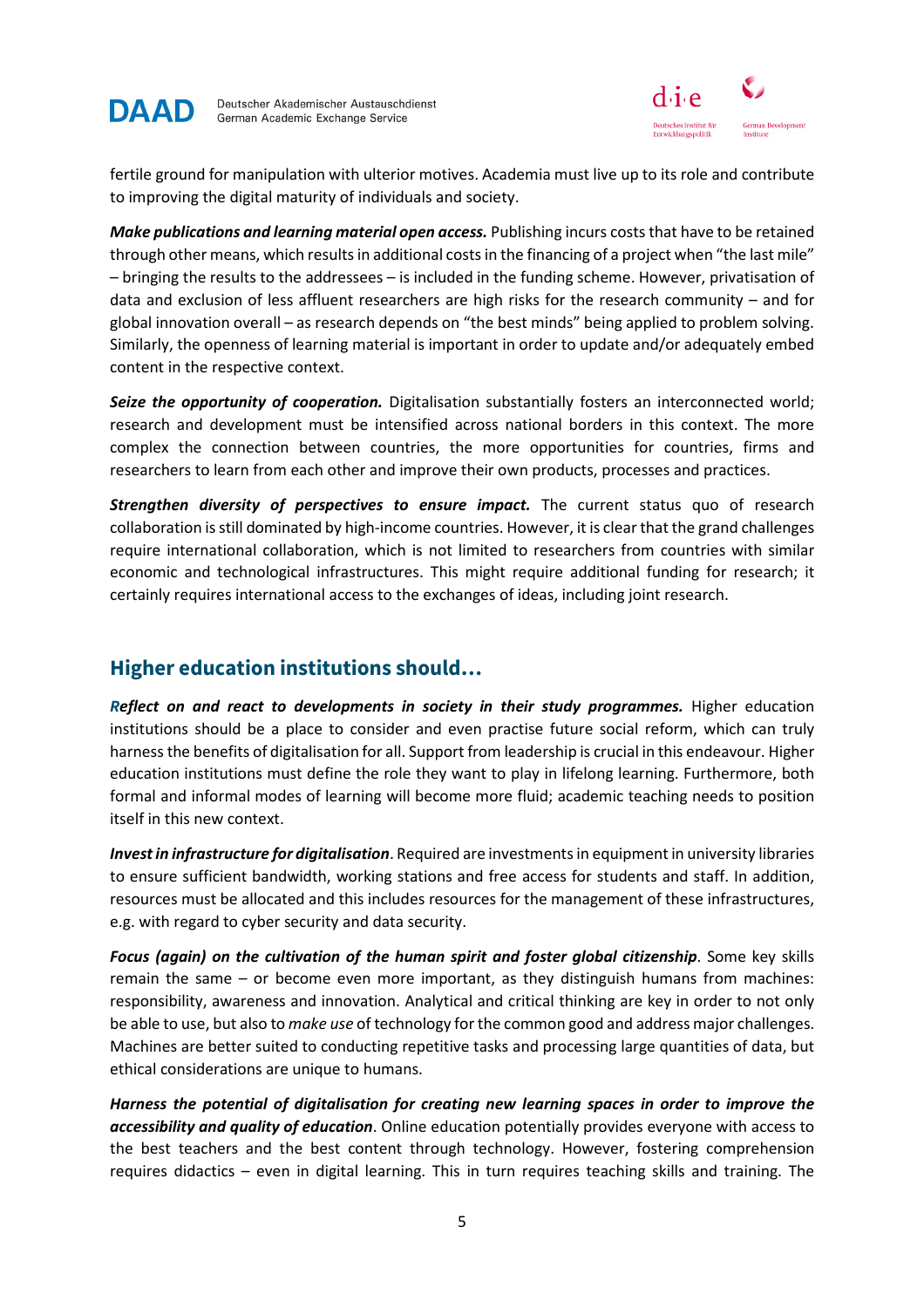fertile ground for manipulation with ulterior motives. Academia must live up to its role and contribute to improving the digital maturity of individuals and society.

***Make publications and learning material open access.*** Publishing incurs costs that have to be retained through other means, which results in additional costs in the financing of a project when "the last mile" – bringing the results to the addressees – is included in the funding scheme. However, privatisation of data and exclusion of less affluent researchers are high risks for the research community – and for global innovation overall – as research depends on "the best minds" being applied to problem solving. Similarly, the openness of learning material is important in order to update and/or adequately embed content in the respective context.

***Seize the opportunity of cooperation.*** Digitalisation substantially fosters an interconnected world; research and development must be intensified across national borders in this context. The more complex the connection between countries, the more opportunities for countries, firms and researchers to learn from each other and improve their own products, processes and practices.

***Strengthen diversity of perspectives to ensure impact.*** The current status quo of research collaboration is still dominated by high-income countries. However, it is clear that the grand challenges require international collaboration, which is not limited to researchers from countries with similar economic and technological infrastructures. This might require additional funding for research; it certainly requires international access to the exchanges of ideas, including joint research.

## Higher education institutions should…

***Reflect on and react to developments in society in their study programmes.*** Higher education institutions should be a place to consider and even practise future social reform, which can truly harness the benefits of digitalisation for all. Support from leadership is crucial in this endeavour. Higher education institutions must define the role they want to play in lifelong learning. Furthermore, both formal and informal modes of learning will become more fluid; academic teaching needs to position itself in this new context.

***Invest in infrastructure for digitalisation***. Required are investments in equipment in university libraries to ensure sufficient bandwidth, working stations and free access for students and staff. In addition, resources must be allocated and this includes resources for the management of these infrastructures, e.g. with regard to cyber security and data security.

***Focus (again) on the cultivation of the human spirit and foster global citizenship***. Some key skills remain the same – or become even more important, as they distinguish humans from machines: responsibility, awareness and innovation. Analytical and critical thinking are key in order to not only be able to use, but also to *make use* of technology for the common good and address major challenges. Machines are better suited to conducting repetitive tasks and processing large quantities of data, but ethical considerations are unique to humans.

***Harness the potential of digitalisation for creating new learning spaces in order to improve the accessibility and quality of education***. Online education potentially provides everyone with access to the best teachers and the best content through technology. However, fostering comprehension requires didactics – even in digital learning. This in turn requires teaching skills and training. The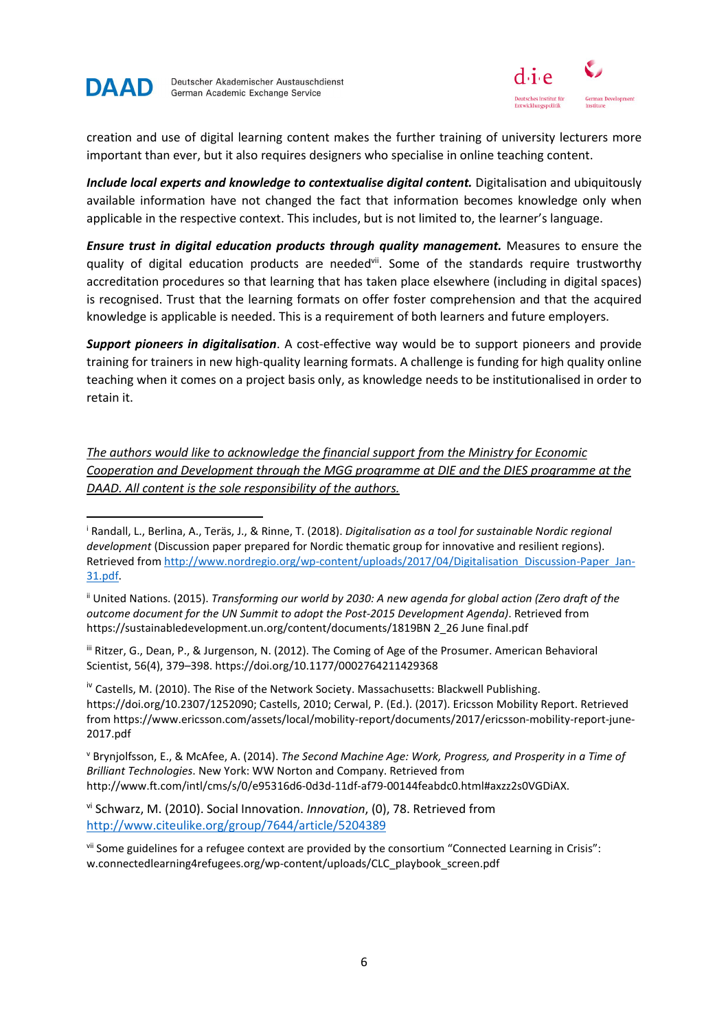creation and use of digital learning content makes the further training of university lecturers more important than ever, but it also requires designers who specialise in online teaching content.

***Include local experts and knowledge to contextualise digital content.*** Digitalisation and ubiquitously available information have not changed the fact that information becomes knowledge only when applicable in the respective context. This includes, but is not limited to, the learner's language.

***Ensure trust in digital education products through quality management.*** Measures to ensure the quality of digital education products are needed[vii]. Some of the standards require trustworthy accreditation procedures so that learning that has taken place elsewhere (including in digital spaces) is recognised. Trust that the learning formats on offer foster comprehension and that the acquired knowledge is applicable is needed. This is a requirement of both learners and future employers.

***Support pioneers in digitalisation***. A cost-effective way would be to support pioneers and provide training for trainers in new high-quality learning formats. A challenge is funding for high quality online teaching when it comes on a project basis only, as knowledge needs to be institutionalised in order to retain it.

*The authors would like to acknowledge the financial support from the Ministry for Economic Cooperation and Development through the MGG programme at DIE and the DIES programme at the DAAD. All content is the sole responsibility of the authors.*

---

[i] Randall, L., Berlina, A., Teräs, J., & Rinne, T. (2018). *Digitalisation as a tool for sustainable Nordic regional development* (Discussion paper prepared for Nordic thematic group for innovative and resilient regions). Retrieved from http://www.nordregio.org/wp-content/uploads/2017/04/Digitalisation_Discussion-Paper_Jan-31.pdf.

[ii] United Nations. (2015). *Transforming our world by 2030: A new agenda for global action (Zero draft of the outcome document for the UN Summit to adopt the Post-2015 Development Agenda)*. Retrieved from https://sustainabledevelopment.un.org/content/documents/1819BN 2_26 June final.pdf

[iii] Ritzer, G., Dean, P., & Jurgenson, N. (2012). The Coming of Age of the Prosumer. American Behavioral Scientist, 56(4), 379–398. https://doi.org/10.1177/0002764211429368

[iv] Castells, M. (2010). The Rise of the Network Society. Massachusetts: Blackwell Publishing. https://doi.org/10.2307/1252090; Castells, 2010; Cerwal, P. (Ed.). (2017). Ericsson Mobility Report. Retrieved from https://www.ericsson.com/assets/local/mobility-report/documents/2017/ericsson-mobility-report-june-2017.pdf

[v] Brynjolfsson, E., & McAfee, A. (2014). *The Second Machine Age: Work, Progress, and Prosperity in a Time of Brilliant Technologies*. New York: WW Norton and Company. Retrieved from http://www.ft.com/intl/cms/s/0/e95316d6-0d3d-11df-af79-00144feabdc0.html#axzz2s0VGDiAX.

[vi] Schwarz, M. (2010). Social Innovation. *Innovation*, (0), 78. Retrieved from http://www.citeulike.org/group/7644/article/5204389

[vii] Some guidelines for a refugee context are provided by the consortium "Connected Learning in Crisis": w.connectedlearning4refugees.org/wp-content/uploads/CLC_playbook_screen.pdf